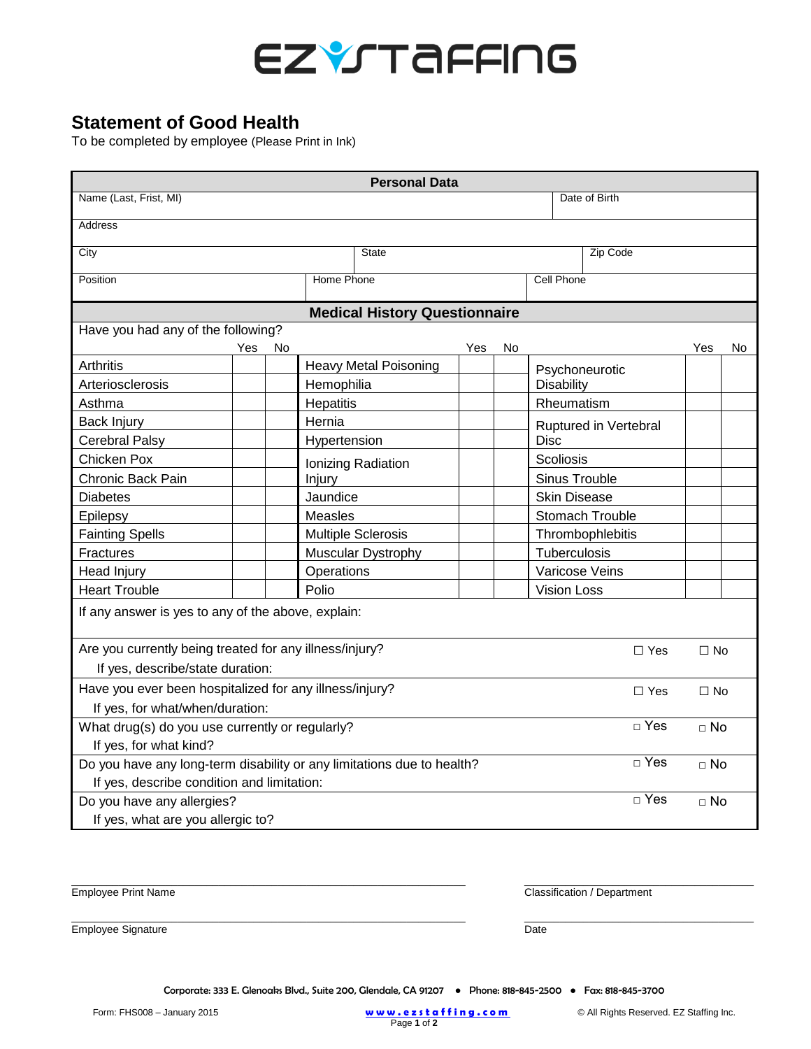EZ STAFFING

## Statement of Good Health

To be completed by employee (Please Print in Ink)

### Personal Data

| Name (Last, Frist, MI) | | Date of Birth |
|---|---|---|
| Address | | |
| City | State | Zip Code |
| Position | Home Phone | Cell Phone |

### Medical History Questionnaire

Have you had any of the following?

| | Yes | No | | Yes | No | | Yes | No |
|---|---|---|---|---|---|---|---|---|
| Arthritis | | | Heavy Metal Poisoning | | | Psychoneurotic Disability | | |
| Arteriosclerosis | | | Hemophilia | | | | | |
| Asthma | | | Hepatitis | | | Rheumatism | | |
| Back Injury | | | Hernia | | | Ruptured in Vertebral Disc | | |
| Cerebral Palsy | | | Hypertension | | | | | |
| Chicken Pox | | | Ionizing Radiation Injury | | | Scoliosis | | |
| Chronic Back Pain | | | | | | Sinus Trouble | | |
| Diabetes | | | Jaundice | | | Skin Disease | | |
| Epilepsy | | | Measles | | | Stomach Trouble | | |
| Fainting Spells | | | Multiple Sclerosis | | | Thrombophlebitis | | |
| Fractures | | | Muscular Dystrophy | | | Tuberculosis | | |
| Head Injury | | | Operations | | | Varicose Veins | | |
| Heart Trouble | | | Polio | | | Vision Loss | | |

If any answer is yes to any of the above, explain:

| | | |
|---|---|---|
| Are you currently being treated for any illness/injury?<br>If yes, describe/state duration: | ☐ Yes | ☐ No |
| Have you ever been hospitalized for any illness/injury?<br>If yes, for what/when/duration: | ☐ Yes | ☐ No |
| What drug(s) do you use currently or regularly?<br>If yes, for what kind? | ☐ Yes | ☐ No |
| Do you have any long-term disability or any limitations due to health?<br>If yes, describe condition and limitation: | ☐ Yes | ☐ No |
| Do you have any allergies?<br>If yes, what are you allergic to? | ☐ Yes | ☐ No |

Employee Print Name ______________________ Classification / Department ______________________

Employee Signature ______________________ Date ______________________

Corporate: 333 E. Glenoaks Blvd., Suite 200, Glendale, CA 91207 • Phone: 818-845-2500 • Fax: 818-845-3700

Form: FHS008 – January 2015 www.ezstaffing.com © All Rights Reserved. EZ Staffing Inc.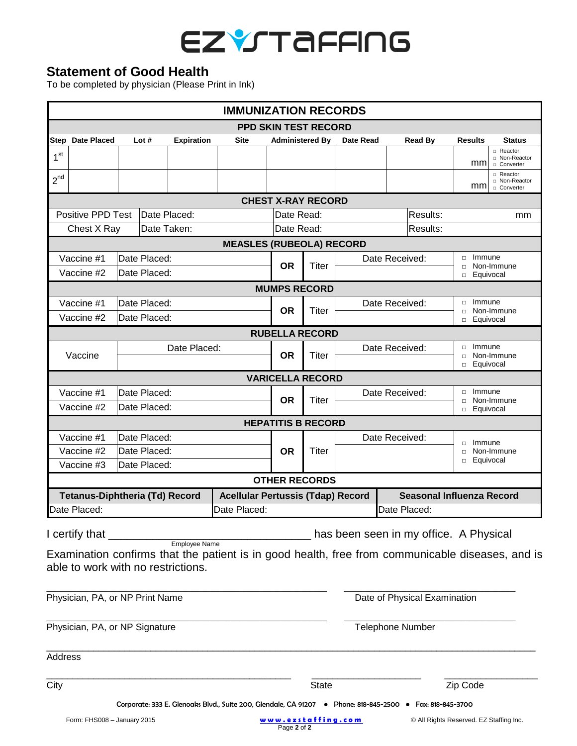EZ STAFFING

# Statement of Good Health

To be completed by physician (Please Print in Ink)

## IMMUNIZATION RECORDS

### PPD SKIN TEST RECORD

| Step | Date Placed | Lot # | Expiration | Site | Administered By | Date Read | Read By | Results | Status |
|---|---|---|---|---|---|---|---|---|---|
| 1st | | | | | | | | mm | □ Reactor □ Non-Reactor □ Converter |
| 2nd | | | | | | | | mm | □ Reactor □ Non-Reactor □ Converter |

### CHEST X-RAY RECORD

| | | | |
|---|---|---|---|
| Positive PPD Test | Date Placed: | Date Read: | Results: mm |
| Chest X Ray | Date Taken: | Date Read: | Results: |

### MEASLES (RUBEOLA) RECORD

| | | | | | |
|---|---|---|---|---|---|
| Vaccine #1 | Date Placed: | OR | Titer | Date Received: | □ Immune □ Non-Immune □ Equivocal |
| Vaccine #2 | Date Placed: | | | | |

### MUMPS RECORD

| | | | | | |
|---|---|---|---|---|---|
| Vaccine #1 | Date Placed: | OR | Titer | Date Received: | □ Immune □ Non-Immune □ Equivocal |
| Vaccine #2 | Date Placed: | | | | |

### RUBELLA RECORD

| | | | | | |
|---|---|---|---|---|---|
| Vaccine | Date Placed: | OR | Titer | Date Received: | □ Immune □ Non-Immune □ Equivocal |

### VARICELLA RECORD

| | | | | | |
|---|---|---|---|---|---|
| Vaccine #1 | Date Placed: | OR | Titer | Date Received: | □ Immune □ Non-Immune □ Equivocal |
| Vaccine #2 | Date Placed: | | | | |

### HEPATITIS B RECORD

| | | | | | |
|---|---|---|---|---|---|
| Vaccine #1 | Date Placed: | OR | Titer | Date Received: | □ Immune □ Non-Immune □ Equivocal |
| Vaccine #2 | Date Placed: | | | | |
| Vaccine #3 | Date Placed: | | | | |

### OTHER RECORDS

| Tetanus-Diphtheria (Td) Record | Acellular Pertussis (Tdap) Record | Seasonal Influenza Record |
|---|---|---|
| Date Placed: | Date Placed: | Date Placed: |

I certify that ________________________________ has been seen in my office. A Physical
Employee Name

Examination confirms that the patient is in good health, free from communicable diseases, and is able to work with no restrictions.

_______________________________________________ _____________________________
Physician, PA, or NP Print Name                                   Date of Physical Examination

_______________________________________________ _____________________________
Physician, PA, or NP Signature                                    Telephone Number

_____________________________________________________________________________________
Address

_________________________________________ __________________ ________________
City                                                              State                              Zip Code

Corporate: 333 E. Glenoaks Blvd., Suite 200, Glendale, CA 91207 • Phone: 818-845-2500 • Fax: 818-845-3700

Form: FHS008 – January 2015    www.ezstaffing.com    © All Rights Reserved. EZ Staffing Inc.